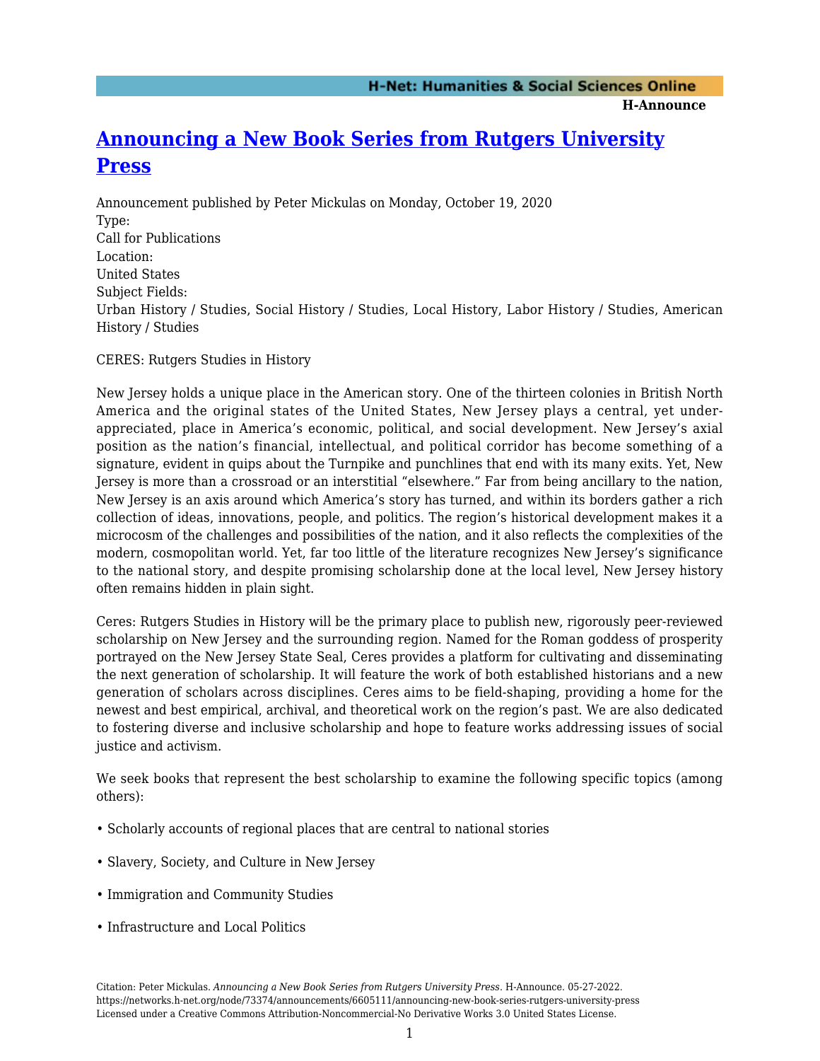# Announcing a New Book Series from Rutgers University Press

Announcement published by Peter Mickulas on Monday, October 19, 2020

Type:

Call for Publications

Location:

United States

Subject Fields:

Urban History / Studies, Social History / Studies, Local History, Labor History / Studies, American History / Studies

CERES: Rutgers Studies in History

New Jersey holds a unique place in the American story. One of the thirteen colonies in British North America and the original states of the United States, New Jersey plays a central, yet under-appreciated, place in America's economic, political, and social development. New Jersey's axial position as the nation's financial, intellectual, and political corridor has become something of a signature, evident in quips about the Turnpike and punchlines that end with its many exits. Yet, New Jersey is more than a crossroad or an interstitial "elsewhere." Far from being ancillary to the nation, New Jersey is an axis around which America's story has turned, and within its borders gather a rich collection of ideas, innovations, people, and politics. The region's historical development makes it a microcosm of the challenges and possibilities of the nation, and it also reflects the complexities of the modern, cosmopolitan world. Yet, far too little of the literature recognizes New Jersey's significance to the national story, and despite promising scholarship done at the local level, New Jersey history often remains hidden in plain sight.

Ceres: Rutgers Studies in History will be the primary place to publish new, rigorously peer-reviewed scholarship on New Jersey and the surrounding region. Named for the Roman goddess of prosperity portrayed on the New Jersey State Seal, Ceres provides a platform for cultivating and disseminating the next generation of scholarship. It will feature the work of both established historians and a new generation of scholars across disciplines. Ceres aims to be field-shaping, providing a home for the newest and best empirical, archival, and theoretical work on the region's past. We are also dedicated to fostering diverse and inclusive scholarship and hope to feature works addressing issues of social justice and activism.

We seek books that represent the best scholarship to examine the following specific topics (among others):

- Scholarly accounts of regional places that are central to national stories
- Slavery, Society, and Culture in New Jersey
- Immigration and Community Studies
- Infrastructure and Local Politics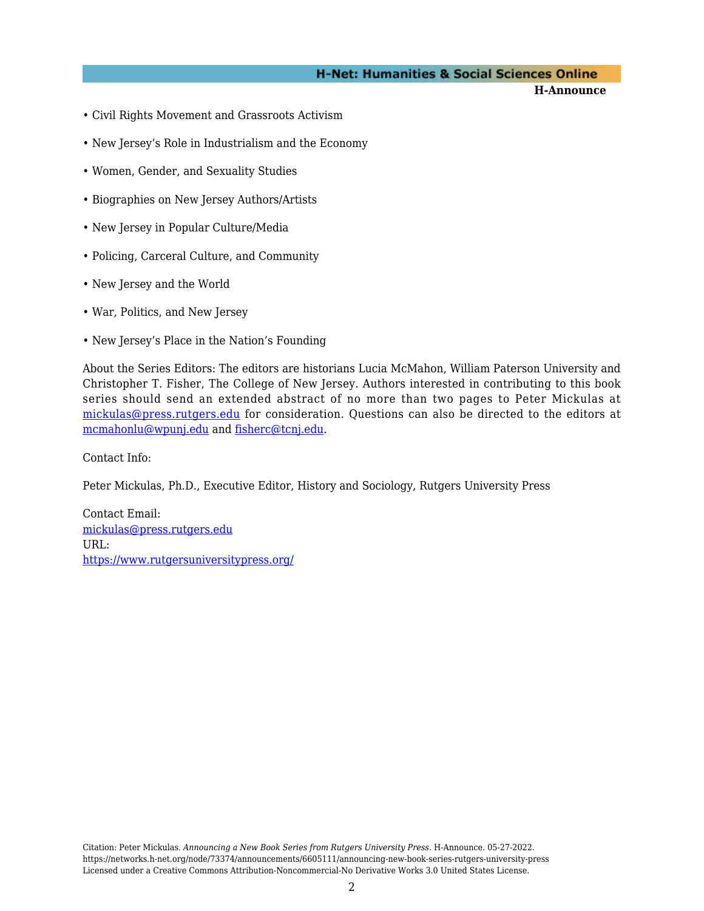- Civil Rights Movement and Grassroots Activism
- New Jersey's Role in Industrialism and the Economy
- Women, Gender, and Sexuality Studies
- Biographies on New Jersey Authors/Artists
- New Jersey in Popular Culture/Media
- Policing, Carceral Culture, and Community
- New Jersey and the World
- War, Politics, and New Jersey
- New Jersey's Place in the Nation's Founding

About the Series Editors: The editors are historians Lucia McMahon, William Paterson University and Christopher T. Fisher, The College of New Jersey. Authors interested in contributing to this book series should send an extended abstract of no more than two pages to Peter Mickulas at mickulas@press.rutgers.edu for consideration. Questions can also be directed to the editors at mcmahonlu@wpunj.edu and fisherc@tcnj.edu.

Contact Info:

Peter Mickulas, Ph.D., Executive Editor, History and Sociology, Rutgers University Press

Contact Email:
mickulas@press.rutgers.edu
URL:
https://www.rutgersuniversitypress.org/

Citation: Peter Mickulas. *Announcing a New Book Series from Rutgers University Press*. H-Announce. 05-27-2022.
https://networks.h-net.org/node/73374/announcements/6605111/announcing-new-book-series-rutgers-university-press
Licensed under a Creative Commons Attribution-Noncommercial-No Derivative Works 3.0 United States License.